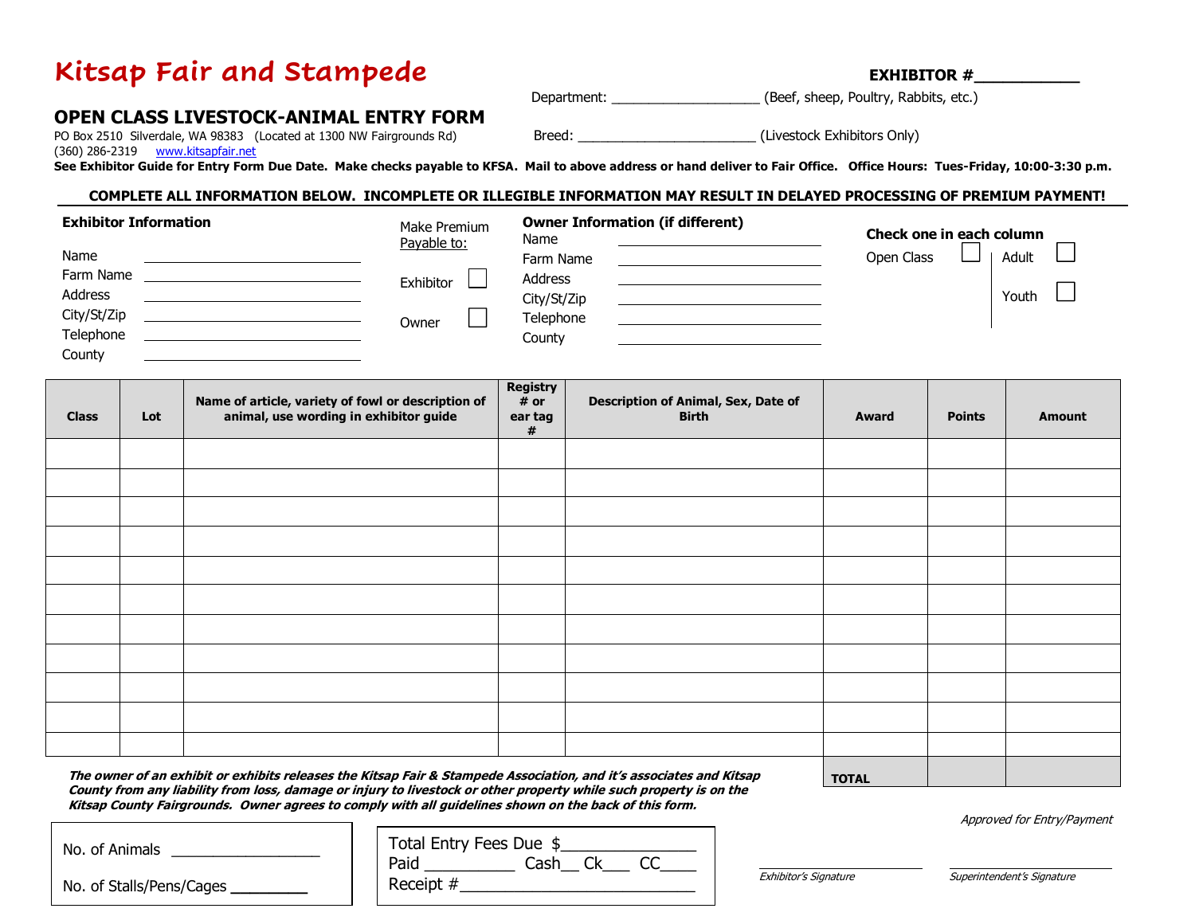# Kitsap Fair and Stampede

**EXHIBITOR #\_\_\_\_\_\_\_\_\_\_\_**

Department: \_\_\_\_\_\_\_\_\_\_\_\_\_\_\_\_\_\_\_ (Beef, sheep, Poultry, Rabbits, etc.)

## OPEN CLASS LIVESTOCK-ANIMAL ENTRY FORM

PO Box 2510 Silverdale, WA 98383 (Located at 1300 NW Fairgrounds Rd)
(360) 286-2319 www.kitsapfair.net

Breed: \_\_\_\_\_\_\_\_\_\_\_\_\_\_\_\_\_\_\_\_\_\_\_ (Livestock Exhibitors Only)

**See Exhibitor Guide for Entry Form Due Date. Make checks payable to KFSA. Mail to above address or hand deliver to Fair Office. Office Hours: Tues-Friday, 10:00-3:30 p.m.**

**COMPLETE ALL INFORMATION BELOW. INCOMPLETE OR ILLEGIBLE INFORMATION MAY RESULT IN DELAYED PROCESSING OF PREMIUM PAYMENT!**

**Exhibitor Information**

Name \_\_\_\_\_\_\_\_\_\_\_\_\_\_\_\_\_\_\_\_
Farm Name \_\_\_\_\_\_\_\_\_\_\_\_\_\_\_\_\_\_\_\_
Address \_\_\_\_\_\_\_\_\_\_\_\_\_\_\_\_\_\_\_\_
City/St/Zip \_\_\_\_\_\_\_\_\_\_\_\_\_\_\_\_\_\_\_\_
Telephone \_\_\_\_\_\_\_\_\_\_\_\_\_\_\_\_\_\_\_\_
County \_\_\_\_\_\_\_\_\_\_\_\_\_\_\_\_\_\_\_\_

Make Premium Payable to:

Exhibitor ☐

Owner ☐

**Owner Information (if different)**

Name \_\_\_\_\_\_\_\_\_\_\_\_\_\_\_\_\_\_\_\_
Farm Name \_\_\_\_\_\_\_\_\_\_\_\_\_\_\_\_\_\_\_\_
Address \_\_\_\_\_\_\_\_\_\_\_\_\_\_\_\_\_\_\_\_
City/St/Zip \_\_\_\_\_\_\_\_\_\_\_\_\_\_\_\_\_\_\_\_
Telephone \_\_\_\_\_\_\_\_\_\_\_\_\_\_\_\_\_\_\_\_
County \_\_\_\_\_\_\_\_\_\_\_\_\_\_\_\_\_\_\_\_

**Check one in each column**

Open Class ☐

Adult ☐

Youth ☐

| Class | Lot | Name of article, variety of fowl or description of animal, use wording in exhibitor guide | Registry # or ear tag # | Description of Animal, Sex, Date of Birth | Award | Points | Amount |
|---|---|---|---|---|---|---|---|
| | | | | | | | |
| | | | | | | | |
| | | | | | | | |
| | | | | | | | |
| | | | | | | | |
| | | | | | | | |
| | | | | | | | |
| | | | | | | | |
| | | | | | | | |
| | | | | | | | |
| | | | | | | | |
| | | | | | **TOTAL** | | |

***The owner of an exhibit or exhibits releases the Kitsap Fair & Stampede Association, and it's associates and Kitsap County from any liability from loss, damage or injury to livestock or other property while such property is on the Kitsap County Fairgrounds. Owner agrees to comply with all guidelines shown on the back of this form.***

No. of Animals \_\_\_\_\_\_\_\_\_\_\_\_\_\_\_\_\_\_

No. of Stalls/Pens/Cages \_\_\_\_\_\_\_\_\_

Total Entry Fees Due $\_\_\_\_\_\_\_\_\_\_\_\_\_\_\_
Paid \_\_\_\_\_\_\_\_\_\_\_ Cash\_\_ Ck\_\_\_ CC\_\_\_\_
Receipt #\_\_\_\_\_\_\_\_\_\_\_\_\_\_\_\_\_\_\_\_\_\_\_\_\_\_

*Approved for Entry/Payment*

\_\_\_\_\_\_\_\_\_\_\_\_\_\_\_\_\_\_\_\_
*Exhibitor's Signature*

\_\_\_\_\_\_\_\_\_\_\_\_\_\_\_\_\_\_\_\_
*Superintendent's Signature*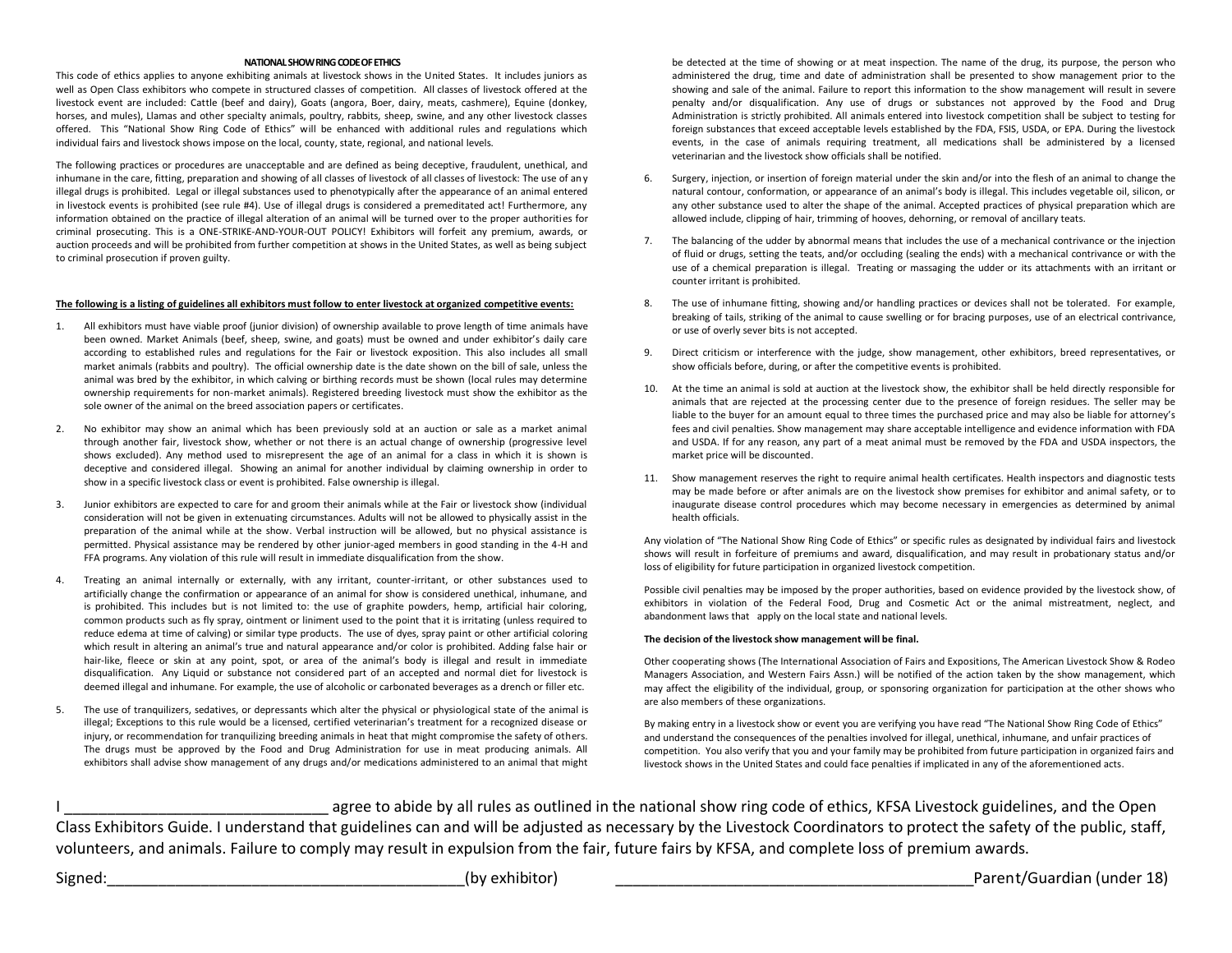# NATIONAL SHOW RING CODE OF ETHICS

This code of ethics applies to anyone exhibiting animals at livestock shows in the United States. It includes juniors as well as Open Class exhibitors who compete in structured classes of competition. All classes of livestock offered at the livestock event are included: Cattle (beef and dairy), Goats (angora, Boer, dairy, meats, cashmere), Equine (donkey, horses, and mules), Llamas and other specialty animals, poultry, rabbits, sheep, swine, and any other livestock classes offered. This "National Show Ring Code of Ethics" will be enhanced with additional rules and regulations which individual fairs and livestock shows impose on the local, county, state, regional, and national levels.

The following practices or procedures are unacceptable and are defined as being deceptive, fraudulent, unethical, and inhumane in the care, fitting, preparation and showing of all classes of livestock of all classes of livestock: The use of any illegal drugs is prohibited. Legal or illegal substances used to phenotypically after the appearance of an animal entered in livestock events is prohibited (see rule #4). Use of illegal drugs is considered a premeditated act! Furthermore, any information obtained on the practice of illegal alteration of an animal will be turned over to the proper authorities for criminal prosecuting. This is a ONE-STRIKE-AND-YOUR-OUT POLICY! Exhibitors will forfeit any premium, awards, or auction proceeds and will be prohibited from further competition at shows in the United States, as well as being subject to criminal prosecution if proven guilty.

**The following is a listing of guidelines all exhibitors must follow to enter livestock at organized competitive events:**

1. All exhibitors must have viable proof (junior division) of ownership available to prove length of time animals have been owned. Market Animals (beef, sheep, swine, and goats) must be owned and under exhibitor's daily care according to established rules and regulations for the Fair or livestock exposition. This also includes all small market animals (rabbits and poultry). The official ownership date is the date shown on the bill of sale, unless the animal was bred by the exhibitor, in which calving or birthing records must be shown (local rules may determine ownership requirements for non-market animals). Registered breeding livestock must show the exhibitor as the sole owner of the animal on the breed association papers or certificates.

2. No exhibitor may show an animal which has been previously sold at an auction or sale as a market animal through another fair, livestock show, whether or not there is an actual change of ownership (progressive level shows excluded). Any method used to misrepresent the age of an animal for a class in which it is shown is deceptive and considered illegal. Showing an animal for another individual by claiming ownership in order to show in a specific livestock class or event is prohibited. False ownership is illegal.

3. Junior exhibitors are expected to care for and groom their animals while at the Fair or livestock show (individual consideration will not be given in extenuating circumstances. Adults will not be allowed to physically assist in the preparation of the animal while at the show. Verbal instruction will be allowed, but no physical assistance is permitted. Physical assistance may be rendered by other junior-aged members in good standing in the 4-H and FFA programs. Any violation of this rule will result in immediate disqualification from the show.

4. Treating an animal internally or externally, with any irritant, counter-irritant, or other substances used to artificially change the confirmation or appearance of an animal for show is considered unethical, inhumane, and is prohibited. This includes but is not limited to: the use of graphite powders, hemp, artificial hair coloring, common products such as fly spray, ointment or liniment used to the point that it is irritating (unless required to reduce edema at time of calving) or similar type products. The use of dyes, spray paint or other artificial coloring which result in altering an animal's true and natural appearance and/or color is prohibited. Adding false hair or hair-like, fleece or skin at any point, spot, or area of the animal's body is illegal and result in immediate disqualification. Any Liquid or substance not considered part of an accepted and normal diet for livestock is deemed illegal and inhumane. For example, the use of alcoholic or carbonated beverages as a drench or filler etc.

5. The use of tranquilizers, sedatives, or depressants which alter the physical or physiological state of the animal is illegal; Exceptions to this rule would be a licensed, certified veterinarian's treatment for a recognized disease or injury, or recommendation for tranquilizing breeding animals in heat that might compromise the safety of others. The drugs must be approved by the Food and Drug Administration for use in meat producing animals. All exhibitors shall advise show management of any drugs and/or medications administered to an animal that might be detected at the time of showing or at meat inspection. The name of the drug, its purpose, the person who administered the drug, time and date of administration shall be presented to show management prior to the showing and sale of the animal. Failure to report this information to the show management will result in severe penalty and/or disqualification. Any use of drugs or substances not approved by the Food and Drug Administration is strictly prohibited. All animals entered into livestock competition shall be subject to testing for foreign substances that exceed acceptable levels established by the FDA, FSIS, USDA, or EPA. During the livestock events, in the case of animals requiring treatment, all medications shall be administered by a licensed veterinarian and the livestock show officials shall be notified.

6. Surgery, injection, or insertion of foreign material under the skin and/or into the flesh of an animal to change the natural contour, conformation, or appearance of an animal's body is illegal. This includes vegetable oil, silicon, or any other substance used to alter the shape of the animal. Accepted practices of physical preparation which are allowed include, clipping of hair, trimming of hooves, dehorning, or removal of ancillary teats.

7. The balancing of the udder by abnormal means that includes the use of a mechanical contrivance or the injection of fluid or drugs, setting the teats, and/or occluding (sealing the ends) with a mechanical contrivance or with the use of a chemical preparation is illegal. Treating or massaging the udder or its attachments with an irritant or counter irritant is prohibited.

8. The use of inhumane fitting, showing and/or handling practices or devices shall not be tolerated. For example, breaking of tails, striking of the animal to cause swelling or for bracing purposes, use of an electrical contrivance, or use of overly sever bits is not accepted.

9. Direct criticism or interference with the judge, show management, other exhibitors, breed representatives, or show officials before, during, or after the competitive events is prohibited.

10. At the time an animal is sold at auction at the livestock show, the exhibitor shall be held directly responsible for animals that are rejected at the processing center due to the presence of foreign residues. The seller may be liable to the buyer for an amount equal to three times the purchased price and may also be liable for attorney's fees and civil penalties. Show management may share acceptable intelligence and evidence information with FDA and USDA. If for any reason, any part of a meat animal must be removed by the FDA and USDA inspectors, the market price will be discounted.

11. Show management reserves the right to require animal health certificates. Health inspectors and diagnostic tests may be made before or after animals are on the livestock show premises for exhibitor and animal safety, or to inaugurate disease control procedures which may become necessary in emergencies as determined by animal health officials.

Any violation of "The National Show Ring Code of Ethics" or specific rules as designated by individual fairs and livestock shows will result in forfeiture of premiums and award, disqualification, and may result in probationary status and/or loss of eligibility for future participation in organized livestock competition.

Possible civil penalties may be imposed by the proper authorities, based on evidence provided by the livestock show, of exhibitors in violation of the Federal Food, Drug and Cosmetic Act or the animal mistreatment, neglect, and abandonment laws that apply on the local state and national levels.

**The decision of the livestock show management will be final.**

Other cooperating shows (The International Association of Fairs and Expositions, The American Livestock Show & Rodeo Managers Association, and Western Fairs Assn.) will be notified of the action taken by the show management, which may affect the eligibility of the individual, group, or sponsoring organization for participation at the other shows who are also members of these organizations.

By making entry in a livestock show or event you are verifying you have read "The National Show Ring Code of Ethics" and understand the consequences of the penalties involved for illegal, unethical, inhumane, and unfair practices of competition. You also verify that you and your family may be prohibited from future participation in organized fairs and livestock shows in the United States and could face penalties if implicated in any of the aforementioned acts.

I ______________________________ agree to abide by all rules as outlined in the national show ring code of ethics, KFSA Livestock guidelines, and the Open Class Exhibitors Guide. I understand that guidelines can and will be adjusted as necessary by the Livestock Coordinators to protect the safety of the public, staff, volunteers, and animals. Failure to comply may result in expulsion from the fair, future fairs by KFSA, and complete loss of premium awards.

Signed:________________________________________(by exhibitor) ________________________________________Parent/Guardian (under 18)